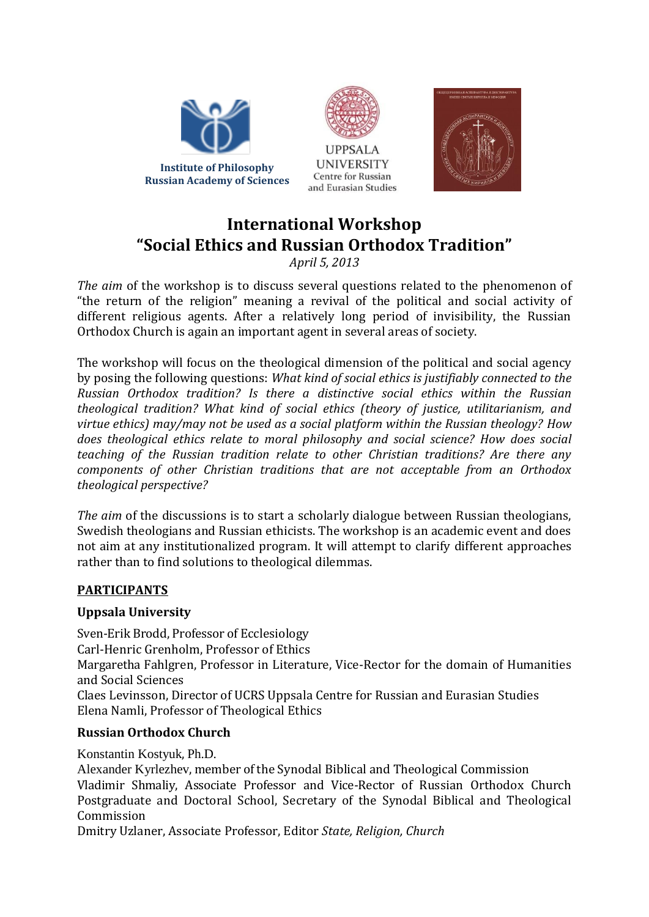Institute of Philosophy
Russian Academy of Sciences

UPPSALA UNIVERSITY
Centre for Russian and Eurasian Studies

# International Workshop "Social Ethics and Russian Orthodox Tradition"

*April 5, 2013*

*The aim* of the workshop is to discuss several questions related to the phenomenon of "the return of the religion" meaning a revival of the political and social activity of different religious agents. After a relatively long period of invisibility, the Russian Orthodox Church is again an important agent in several areas of society.

The workshop will focus on the theological dimension of the political and social agency by posing the following questions: *What kind of social ethics is justifiably connected to the Russian Orthodox tradition? Is there a distinctive social ethics within the Russian theological tradition? What kind of social ethics (theory of justice, utilitarianism, and virtue ethics) may/may not be used as a social platform within the Russian theology? How does theological ethics relate to moral philosophy and social science? How does social teaching of the Russian tradition relate to other Christian traditions? Are there any components of other Christian traditions that are not acceptable from an Orthodox theological perspective?*

*The aim* of the discussions is to start a scholarly dialogue between Russian theologians, Swedish theologians and Russian ethicists. The workshop is an academic event and does not aim at any institutionalized program. It will attempt to clarify different approaches rather than to find solutions to theological dilemmas.

## PARTICIPANTS

### Uppsala University

Sven-Erik Brodd, Professor of Ecclesiology
Carl-Henric Grenholm, Professor of Ethics
Margaretha Fahlgren, Professor in Literature, Vice-Rector for the domain of Humanities and Social Sciences
Claes Levinsson, Director of UCRS Uppsala Centre for Russian and Eurasian Studies
Elena Namli, Professor of Theological Ethics

### Russian Orthodox Church

Konstantin Kostyuk, Ph.D.
Alexander Kyrlezhev, member of the Synodal Biblical and Theological Commission
Vladimir Shmaliy, Associate Professor and Vice-Rector of Russian Orthodox Church Postgraduate and Doctoral School, Secretary of the Synodal Biblical and Theological Commission
Dmitry Uzlaner, Associate Professor, Editor *State, Religion, Church*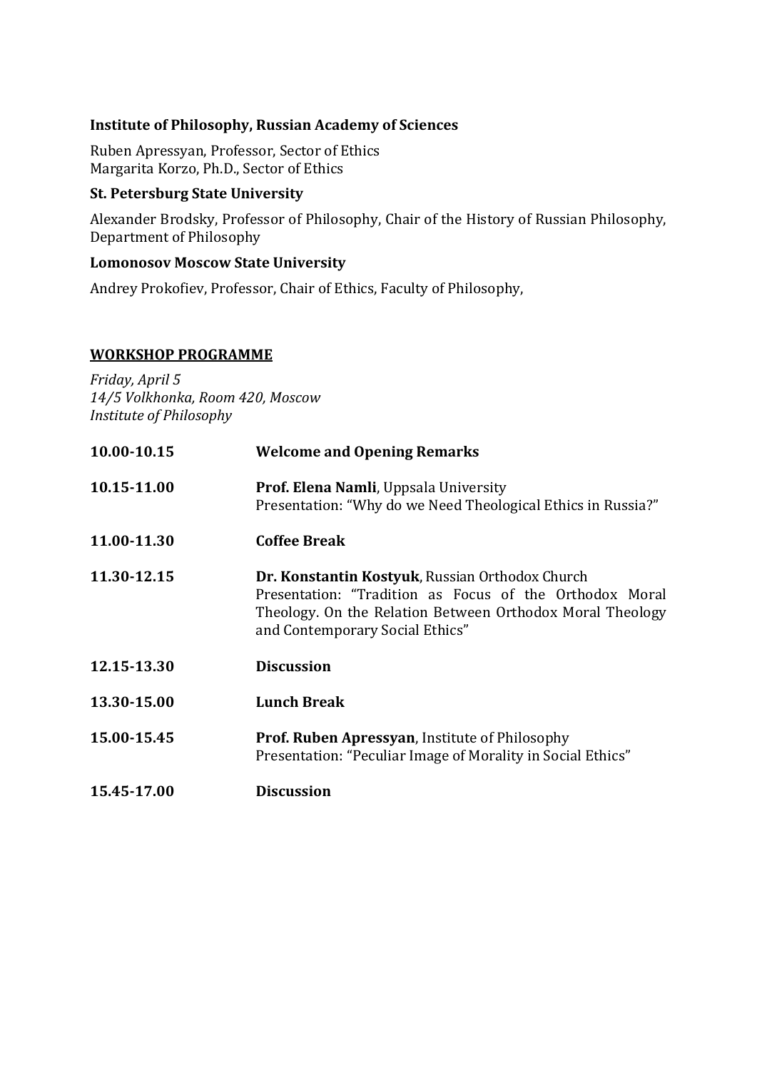**Institute of Philosophy, Russian Academy of Sciences**

Ruben Apressyan, Professor, Sector of Ethics
Margarita Korzo, Ph.D., Sector of Ethics

**St. Petersburg State University**

Alexander Brodsky, Professor of Philosophy, Chair of the History of Russian Philosophy, Department of Philosophy

**Lomonosov Moscow State University**

Andrey Prokofiev, Professor, Chair of Ethics, Faculty of Philosophy,

## **WORKSHOP PROGRAMME**

*Friday, April 5*
*14/5 Volkhonka, Room 420, Moscow*
*Institute of Philosophy*

| | |
|---|---|
| **10.00-10.15** | **Welcome and Opening Remarks** |
| **10.15-11.00** | **Prof. Elena Namli**, Uppsala University<br>Presentation: "Why do we Need Theological Ethics in Russia?" |
| **11.00-11.30** | **Coffee Break** |
| **11.30-12.15** | **Dr. Konstantin Kostyuk**, Russian Orthodox Church<br>Presentation: "Tradition as Focus of the Orthodox Moral Theology. On the Relation Between Orthodox Moral Theology and Contemporary Social Ethics" |
| **12.15-13.30** | **Discussion** |
| **13.30-15.00** | **Lunch Break** |
| **15.00-15.45** | **Prof. Ruben Apressyan**, Institute of Philosophy<br>Presentation: "Peculiar Image of Morality in Social Ethics" |
| **15.45-17.00** | **Discussion** |